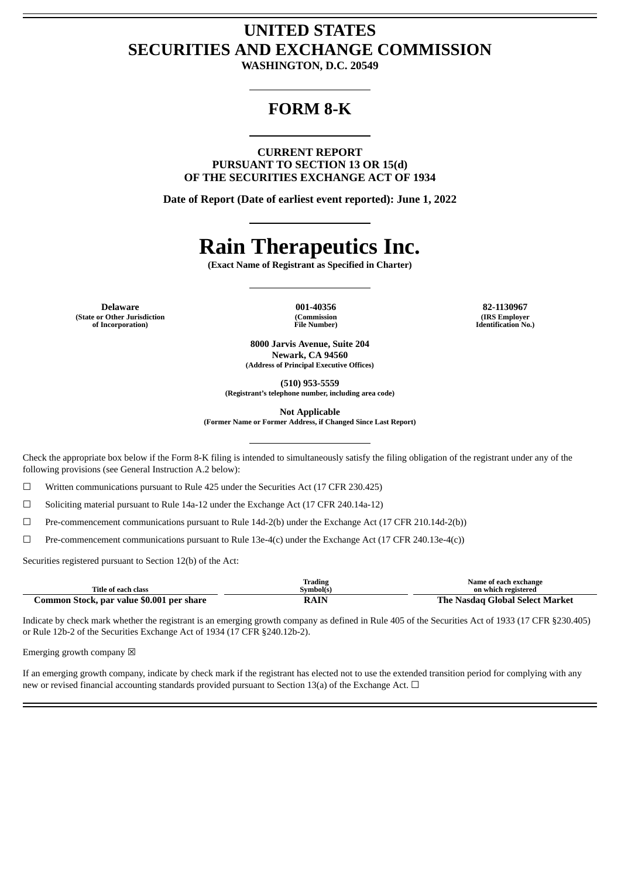# UNITED STATES
# SECURITIES AND EXCHANGE COMMISSION

**WASHINGTON, D.C. 20549**

## FORM 8-K

**CURRENT REPORT**
**PURSUANT TO SECTION 13 OR 15(d)**
**OF THE SECURITIES EXCHANGE ACT OF 1934**

**Date of Report (Date of earliest event reported): June 1, 2022**

# Rain Therapeutics Inc.

**(Exact Name of Registrant as Specified in Charter)**

| Delaware | 001-40356 | 82-1130967 |
|---|---|---|
| (State or Other Jurisdiction of Incorporation) | (Commission File Number) | (IRS Employer Identification No.) |

**8000 Jarvis Avenue, Suite 204**
**Newark, CA 94560**
**(Address of Principal Executive Offices)**

**(510) 953-5559**
**(Registrant's telephone number, including area code)**

**Not Applicable**
**(Former Name or Former Address, if Changed Since Last Report)**

Check the appropriate box below if the Form 8-K filing is intended to simultaneously satisfy the filing obligation of the registrant under any of the following provisions (see General Instruction A.2 below):

☐ Written communications pursuant to Rule 425 under the Securities Act (17 CFR 230.425)

☐ Soliciting material pursuant to Rule 14a-12 under the Exchange Act (17 CFR 240.14a-12)

☐ Pre-commencement communications pursuant to Rule 14d-2(b) under the Exchange Act (17 CFR 210.14d-2(b))

☐ Pre-commencement communications pursuant to Rule 13e-4(c) under the Exchange Act (17 CFR 240.13e-4(c))

Securities registered pursuant to Section 12(b) of the Act:

| Title of each class | Trading Symbol(s) | Name of each exchange on which registered |
|---|---|---|
| Common Stock, par value $0.001 per share | RAIN | The Nasdaq Global Select Market |

Indicate by check mark whether the registrant is an emerging growth company as defined in Rule 405 of the Securities Act of 1933 (17 CFR §230.405) or Rule 12b-2 of the Securities Exchange Act of 1934 (17 CFR §240.12b-2).

Emerging growth company ☒

If an emerging growth company, indicate by check mark if the registrant has elected not to use the extended transition period for complying with any new or revised financial accounting standards provided pursuant to Section 13(a) of the Exchange Act. ☐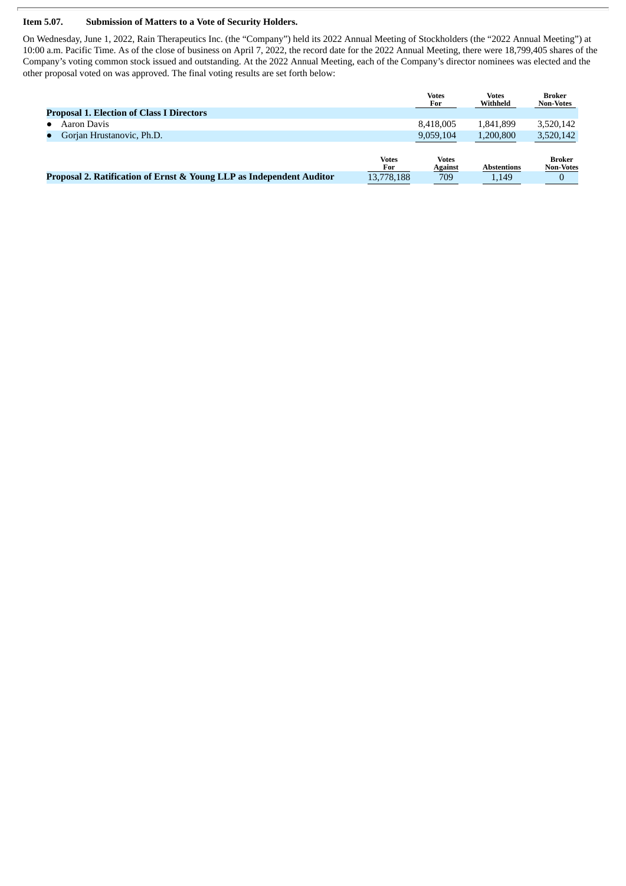**Item 5.07. Submission of Matters to a Vote of Security Holders.**

On Wednesday, June 1, 2022, Rain Therapeutics Inc. (the "Company") held its 2022 Annual Meeting of Stockholders (the "2022 Annual Meeting") at 10:00 a.m. Pacific Time. As of the close of business on April 7, 2022, the record date for the 2022 Annual Meeting, there were 18,799,405 shares of the Company's voting common stock issued and outstanding. At the 2022 Annual Meeting, each of the Company's director nominees was elected and the other proposal voted on was approved. The final voting results are set forth below:

| | Votes For | Votes Withheld | Broker Non-Votes |
|---|---|---|---|
| **Proposal 1. Election of Class I Directors** | | | |
| • Aaron Davis | 8,418,005 | 1,841,899 | 3,520,142 |
| • Gorjan Hrustanovic, Ph.D. | 9,059,104 | 1,200,800 | 3,520,142 |

| | Votes For | Votes Against | Abstentions | Broker Non-Votes |
|---|---|---|---|---|
| **Proposal 2. Ratification of Ernst & Young LLP as Independent Auditor** | 13,778,188 | 709 | 1,149 | 0 |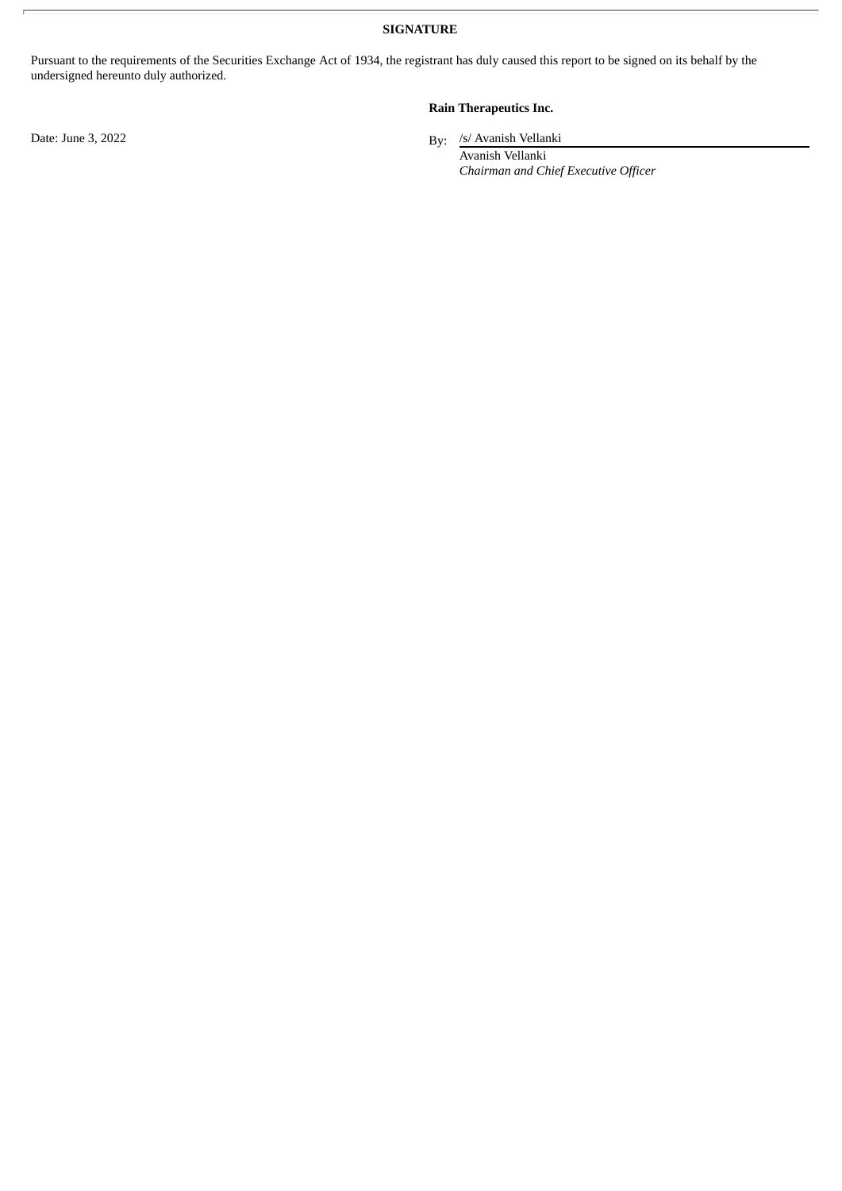**SIGNATURE**

Pursuant to the requirements of the Securities Exchange Act of 1934, the registrant has duly caused this report to be signed on its behalf by the undersigned hereunto duly authorized.

**Rain Therapeutics Inc.**

Date: June 3, 2022

By: /s/ Avanish Vellanki

Avanish Vellanki

*Chairman and Chief Executive Officer*